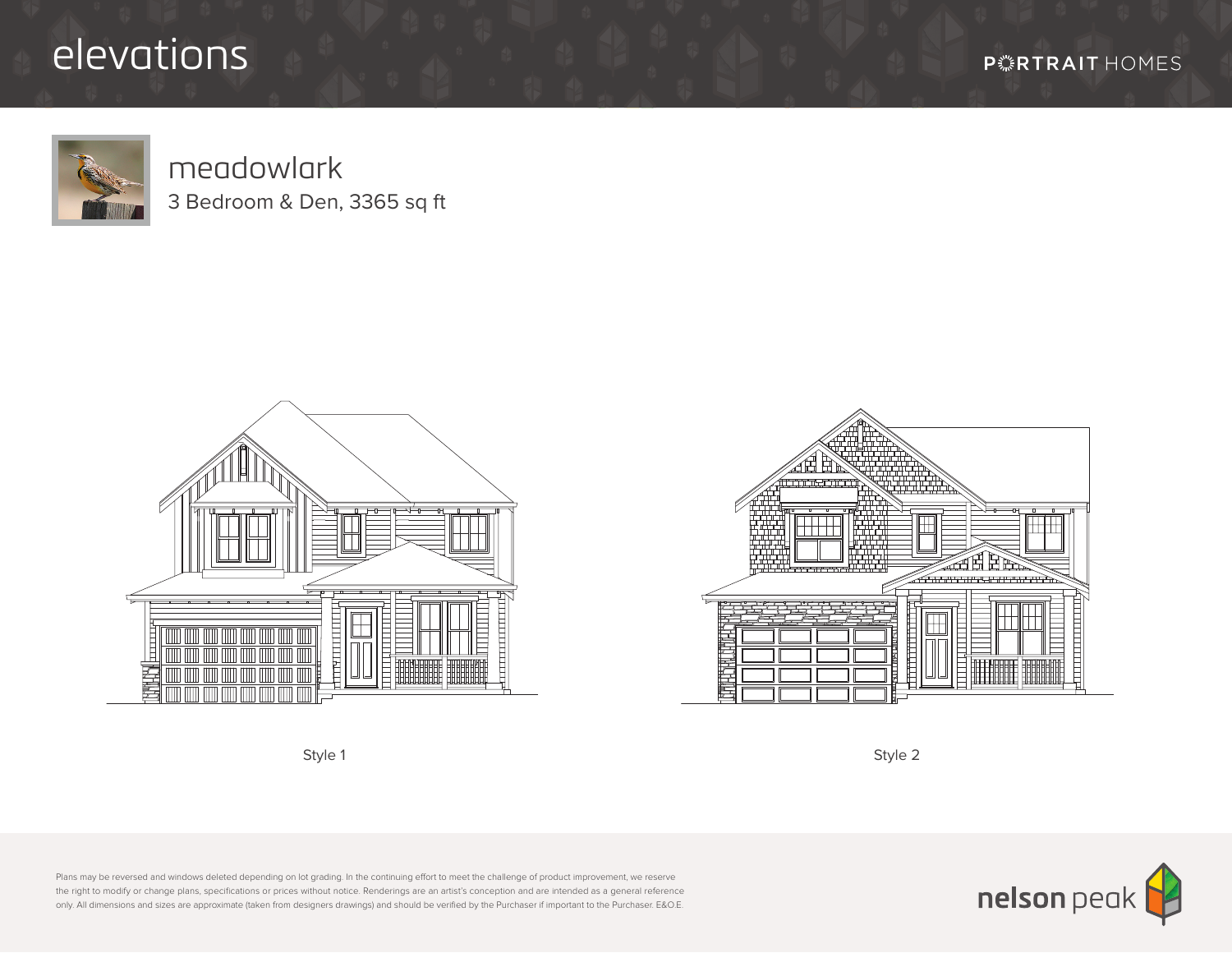# elevations

PORTRAIT HOMES

## meadowlark

3 Bedroom & Den, 3365 sq ft

Style 1

Style 2

Plans may be reversed and windows deleted depending on lot grading. In the continuing effort to meet the challenge of product improvement, we reserve the right to modify or change plans, specifications or prices without notice. Renderings are an artist's conception and are intended as a general reference only. All dimensions and sizes are approximate (taken from designers drawings) and should be verified by the Purchaser if important to the Purchaser. E&O.E.

nelson peak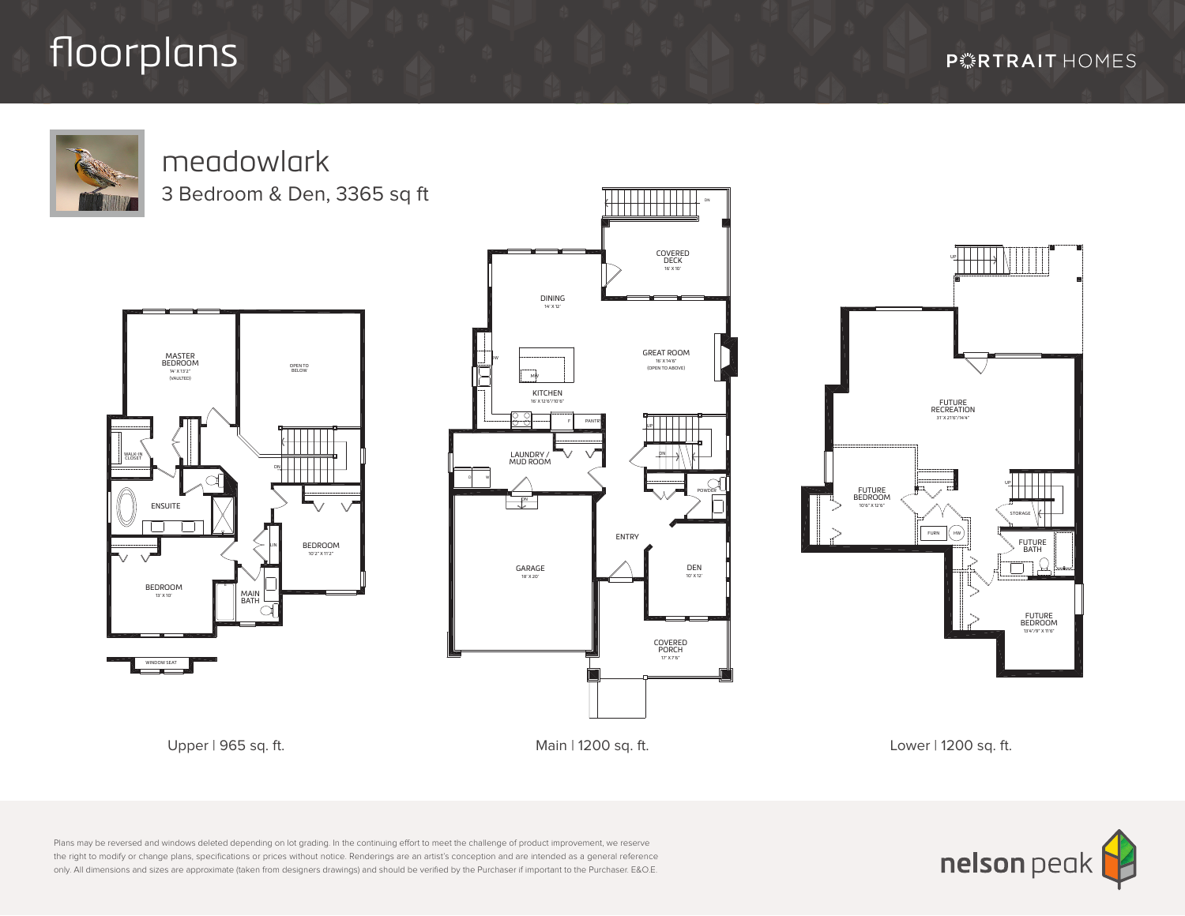# floorplans

PORTRAIT HOMES

## meadowlark

3 Bedroom & Den, 3365 sq ft

MASTER BEDROOM
14' X 13'2"
(VAULTED)

OPEN TO BELOW

WALK-IN CLOSET

ENSUITE

DN

LIN

BEDROOM
10'2" X 11'2"

BEDROOM
13' X 10'

MAIN BATH

WINDOW SEAT

Upper | 965 sq. ft.

DN

COVERED DECK
16' X 10'

DINING
14' X 12'

GREAT ROOM
16' X 14'6"
(OPEN TO ABOVE)

DW

MW

KITCHEN
16' X 12'5"/10'6"

F

PANTRY

UP

LAUNDRY / MUD ROOM

D W

DN

DN

POWDER

ENTRY

GARAGE
18' X 20'

DEN
10' X 12'

COVERED PORCH
17' X 7'6"

Main | 1200 sq. ft.

UP

FUTURE RECREATION
31' X 21'6"/14'4"

FUTURE BEDROOM
10'6" X 12'6"

UP

STORAGE

FURN

HW

FUTURE BATH

FUTURE BEDROOM
13'4"/9" X 11'6"

Lower | 1200 sq. ft.

Plans may be reversed and windows deleted depending on lot grading. In the continuing effort to meet the challenge of product improvement, we reserve the right to modify or change plans, specifications or prices without notice. Renderings are an artist's conception and are intended as a general reference only. All dimensions and sizes are approximate (taken from designers drawings) and should be verified by the Purchaser if important to the Purchaser. E&O.E.

nelson peak